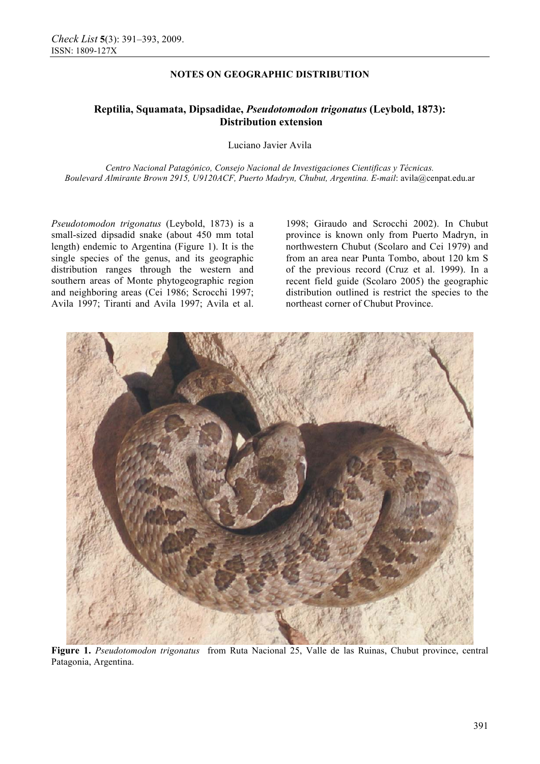**NOTES ON GEOGRAPHIC DISTRIBUTION**

# Reptilia, Squamata, Dipsadidae, *Pseudotomodon trigonatus* (Leybold, 1873): Distribution extension

Luciano Javier Avila

*Centro Nacional Patagónico, Consejo Nacional de Investigaciones Científicas y Técnicas. Boulevard Almirante Brown 2915, U9120ACF, Puerto Madryn, Chubut, Argentina. E-mail*: avila@cenpat.edu.ar

*Pseudotomodon trigonatus* (Leybold, 1873) is a small-sized dipsadid snake (about 450 mm total length) endemic to Argentina (Figure 1). It is the single species of the genus, and its geographic distribution ranges through the western and southern areas of Monte phytogeographic region and neighboring areas (Cei 1986; Scrocchi 1997; Avila 1997; Tiranti and Avila 1997; Avila et al. 1998; Giraudo and Scrocchi 2002). In Chubut province is known only from Puerto Madryn, in northwestern Chubut (Scolaro and Cei 1979) and from an area near Punta Tombo, about 120 km S of the previous record (Cruz et al. 1999). In a recent field guide (Scolaro 2005) the geographic distribution outlined is restrict the species to the northeast corner of Chubut Province.

**Figure 1.** *Pseudotomodon trigonatus* from Ruta Nacional 25, Valle de las Ruinas, Chubut province, central Patagonia, Argentina.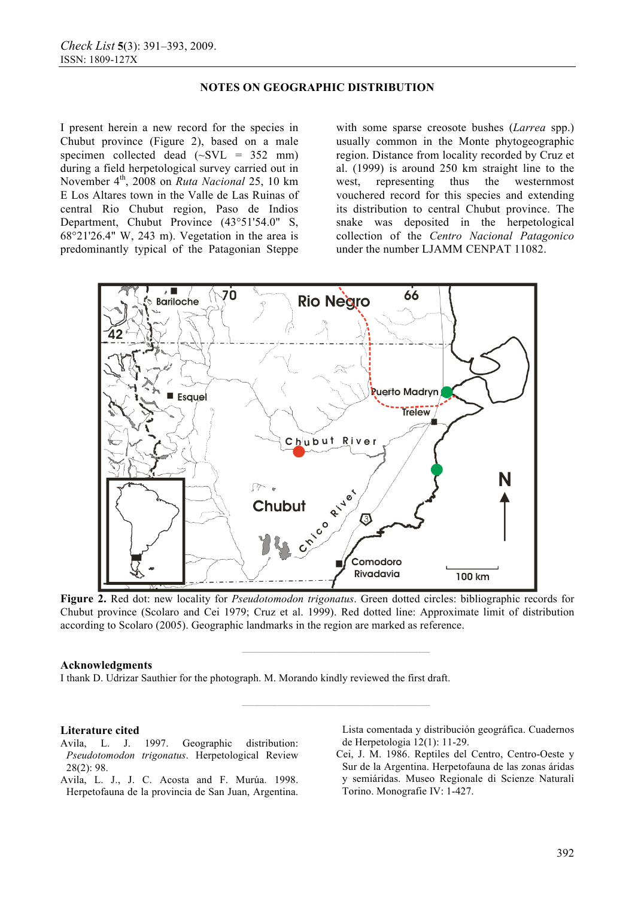## NOTES ON GEOGRAPHIC DISTRIBUTION

I present herein a new record for the species in Chubut province (Figure 2), based on a male specimen collected dead (~SVL = 352 mm) during a field herpetological survey carried out in November 4th, 2008 on *Ruta Nacional* 25, 10 km E Los Altares town in the Valle de Las Ruinas of central Rio Chubut region, Paso de Indios Department, Chubut Province (43°51'54.0" S, 68°21'26.4" W, 243 m). Vegetation in the area is predominantly typical of the Patagonian Steppe with some sparse creosote bushes (*Larrea* spp.) usually common in the Monte phytogeographic region. Distance from locality recorded by Cruz et al. (1999) is around 250 km straight line to the west, representing thus the westernmost vouchered record for this species and extending its distribution to central Chubut province. The snake was deposited in the herpetological collection of the *Centro Nacional Patagonico* under the number LJAMM CENPAT 11082.

**Figure 2.** Red dot: new locality for *Pseudotomodon trigonatus*. Green dotted circles: bibliographic records for Chubut province (Scolaro and Cei 1979; Cruz et al. 1999). Red dotted line: Approximate limit of distribution according to Scolaro (2005). Geographic landmarks in the region are marked as reference.

### Acknowledgments

I thank D. Udrizar Sauthier for the photograph. M. Morando kindly reviewed the first draft.

### Literature cited

Avila, L. J. 1997. Geographic distribution: *Pseudotomodon trigonatus*. Herpetological Review 28(2): 98.

Avila, L. J., J. C. Acosta and F. Murúa. 1998. Herpetofauna de la provincia de San Juan, Argentina. Lista comentada y distribución geográfica. Cuadernos de Herpetologia 12(1): 11-29.

Cei, J. M. 1986. Reptiles del Centro, Centro-Oeste y Sur de la Argentina. Herpetofauna de las zonas áridas y semiáridas. Museo Regionale di Scienze Naturali Torino. Monografie IV: 1-427.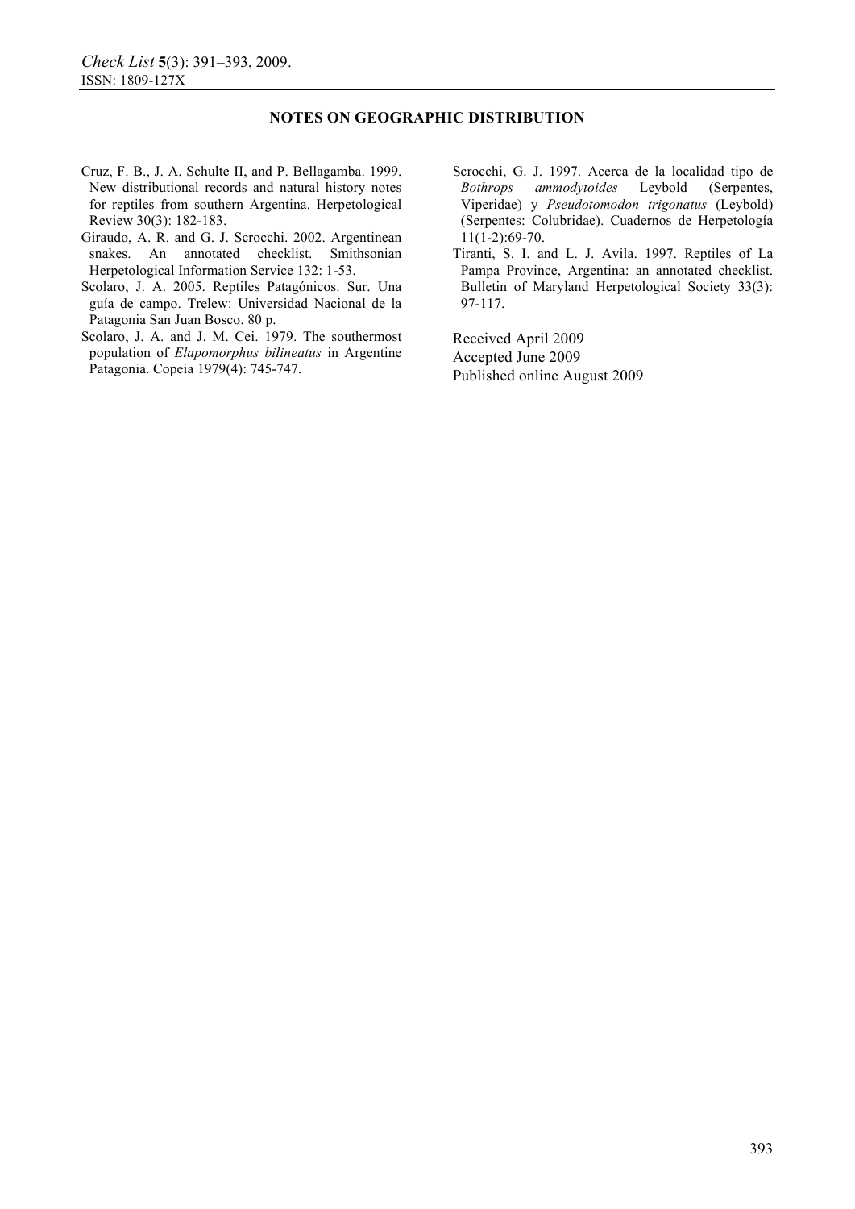Cruz, F. B., J. A. Schulte II, and P. Bellagamba. 1999. New distributional records and natural history notes for reptiles from southern Argentina. Herpetological Review 30(3): 182-183.

Giraudo, A. R. and G. J. Scrocchi. 2002. Argentinean snakes. An annotated checklist. Smithsonian Herpetological Information Service 132: 1-53.

Scolaro, J. A. 2005. Reptiles Patagónicos. Sur. Una guía de campo. Trelew: Universidad Nacional de la Patagonia San Juan Bosco. 80 p.

Scolaro, J. A. and J. M. Cei. 1979. The southermost population of *Elapomorphus bilineatus* in Argentine Patagonia. Copeia 1979(4): 745-747.

Scrocchi, G. J. 1997. Acerca de la localidad tipo de *Bothrops ammodytoides* Leybold (Serpentes, Viperidae) y *Pseudotomodon trigonatus* (Leybold) (Serpentes: Colubridae). Cuadernos de Herpetología 11(1-2):69-70.

Tiranti, S. I. and L. J. Avila. 1997. Reptiles of La Pampa Province, Argentina: an annotated checklist. Bulletin of Maryland Herpetological Society 33(3): 97-117.

Received April 2009
Accepted June 2009
Published online August 2009